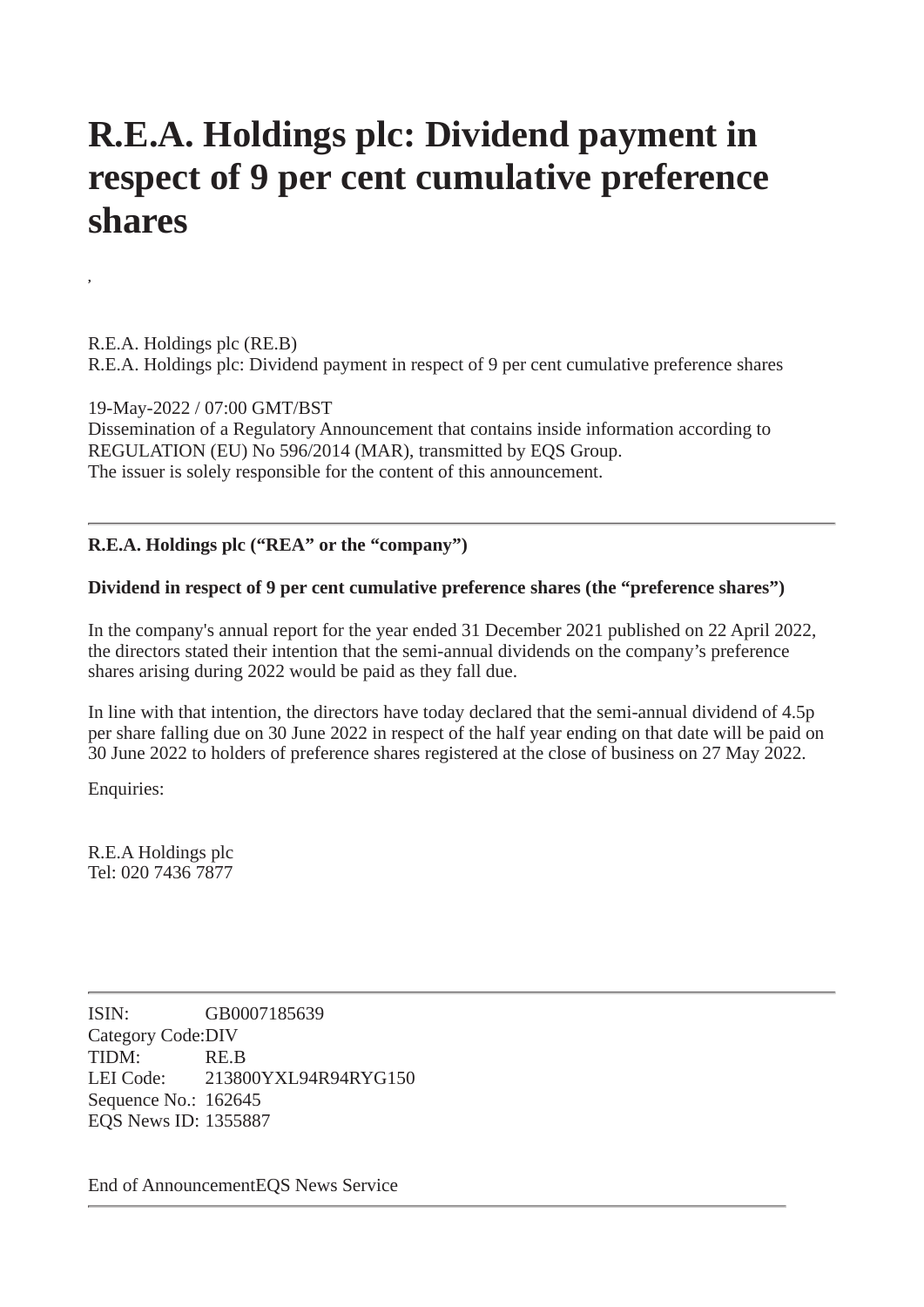# R.E.A. Holdings plc: Dividend payment in respect of 9 per cent cumulative preference shares

,

R.E.A. Holdings plc (RE.B)
R.E.A. Holdings plc: Dividend payment in respect of 9 per cent cumulative preference shares

19-May-2022 / 07:00 GMT/BST
Dissemination of a Regulatory Announcement that contains inside information according to REGULATION (EU) No 596/2014 (MAR), transmitted by EQS Group.
The issuer is solely responsible for the content of this announcement.

---

**R.E.A. Holdings plc ("REA" or the "company")**

**Dividend in respect of 9 per cent cumulative preference shares (the "preference shares")**

In the company's annual report for the year ended 31 December 2021 published on 22 April 2022, the directors stated their intention that the semi-annual dividends on the company's preference shares arising during 2022 would be paid as they fall due.

In line with that intention, the directors have today declared that the semi-annual dividend of 4.5p per share falling due on 30 June 2022 in respect of the half year ending on that date will be paid on 30 June 2022 to holders of preference shares registered at the close of business on 27 May 2022.

Enquiries:

R.E.A Holdings plc
Tel: 020 7436 7877

---

| | |
|---|---|
| ISIN: | GB0007185639 |
| Category Code: | DIV |
| TIDM: | RE.B |
| LEI Code: | 213800YXL94R94RYG150 |
| Sequence No.: | 162645 |
| EQS News ID: | 1355887 |

End of AnnouncementEQS News Service

---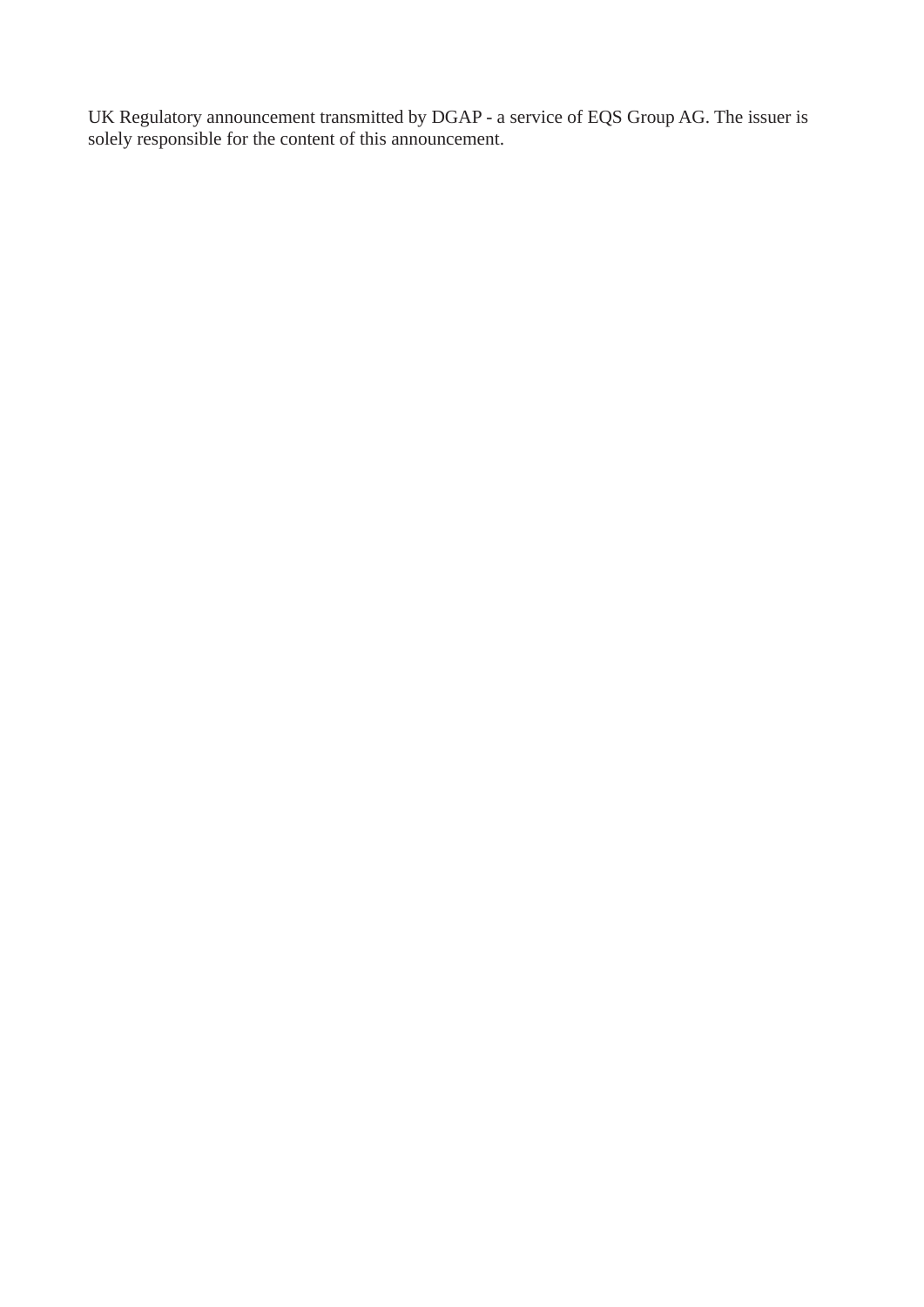UK Regulatory announcement transmitted by DGAP - a service of EQS Group AG. The issuer is solely responsible for the content of this announcement.